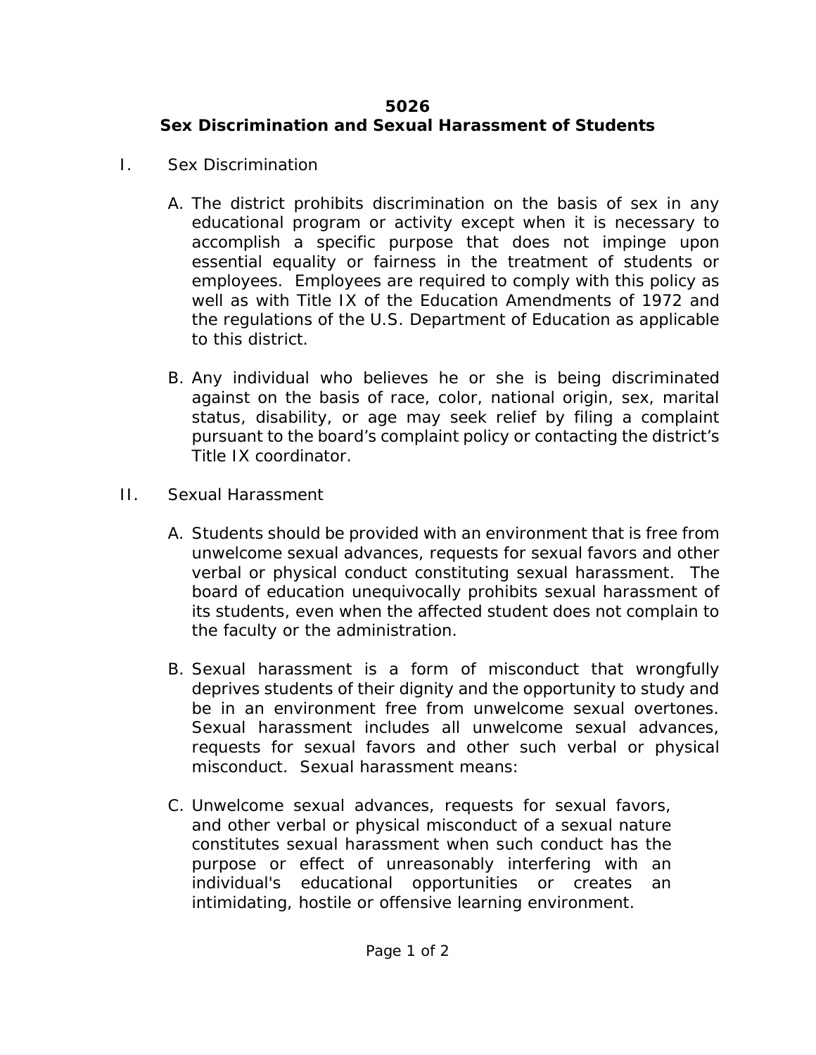# 5026
# Sex Discrimination and Sexual Harassment of Students

I. Sex Discrimination

A. The district prohibits discrimination on the basis of sex in any educational program or activity except when it is necessary to accomplish a specific purpose that does not impinge upon essential equality or fairness in the treatment of students or employees. Employees are required to comply with this policy as well as with Title IX of the Education Amendments of 1972 and the regulations of the U.S. Department of Education as applicable to this district.

B. Any individual who believes he or she is being discriminated against on the basis of race, color, national origin, sex, marital status, disability, or age may seek relief by filing a complaint pursuant to the board's complaint policy or contacting the district's Title IX coordinator.

II. Sexual Harassment

A. Students should be provided with an environment that is free from unwelcome sexual advances, requests for sexual favors and other verbal or physical conduct constituting sexual harassment. The board of education unequivocally prohibits sexual harassment of its students, even when the affected student does not complain to the faculty or the administration.

B. Sexual harassment is a form of misconduct that wrongfully deprives students of their dignity and the opportunity to study and be in an environment free from unwelcome sexual overtones. Sexual harassment includes all unwelcome sexual advances, requests for sexual favors and other such verbal or physical misconduct. Sexual harassment means:

C. Unwelcome sexual advances, requests for sexual favors, and other verbal or physical misconduct of a sexual nature constitutes sexual harassment when such conduct has the purpose or effect of unreasonably interfering with an individual's educational opportunities or creates an intimidating, hostile or offensive learning environment.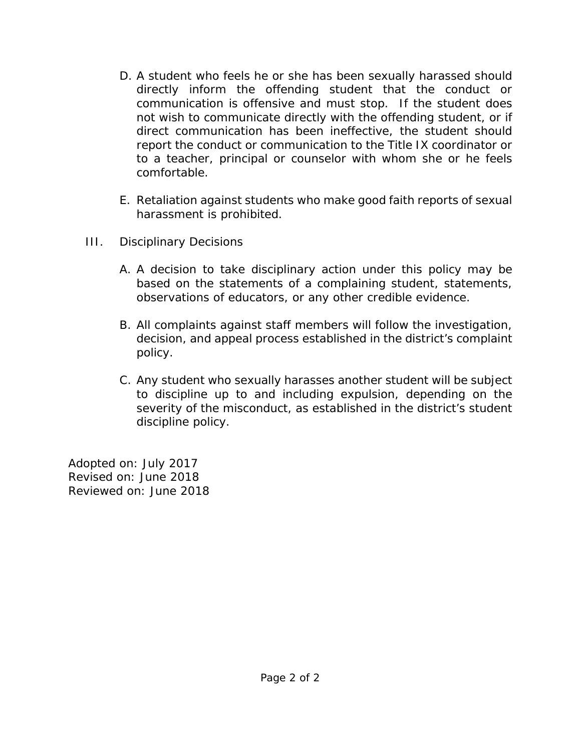D. A student who feels he or she has been sexually harassed should directly inform the offending student that the conduct or communication is offensive and must stop. If the student does not wish to communicate directly with the offending student, or if direct communication has been ineffective, the student should report the conduct or communication to the Title IX coordinator or to a teacher, principal or counselor with whom she or he feels comfortable.

E. Retaliation against students who make good faith reports of sexual harassment is prohibited.

III. Disciplinary Decisions

A. A decision to take disciplinary action under this policy may be based on the statements of a complaining student, statements, observations of educators, or any other credible evidence.

B. All complaints against staff members will follow the investigation, decision, and appeal process established in the district's complaint policy.

C. Any student who sexually harasses another student will be subject to discipline up to and including expulsion, depending on the severity of the misconduct, as established in the district's student discipline policy.

Adopted on: July 2017
Revised on: June 2018
Reviewed on: June 2018